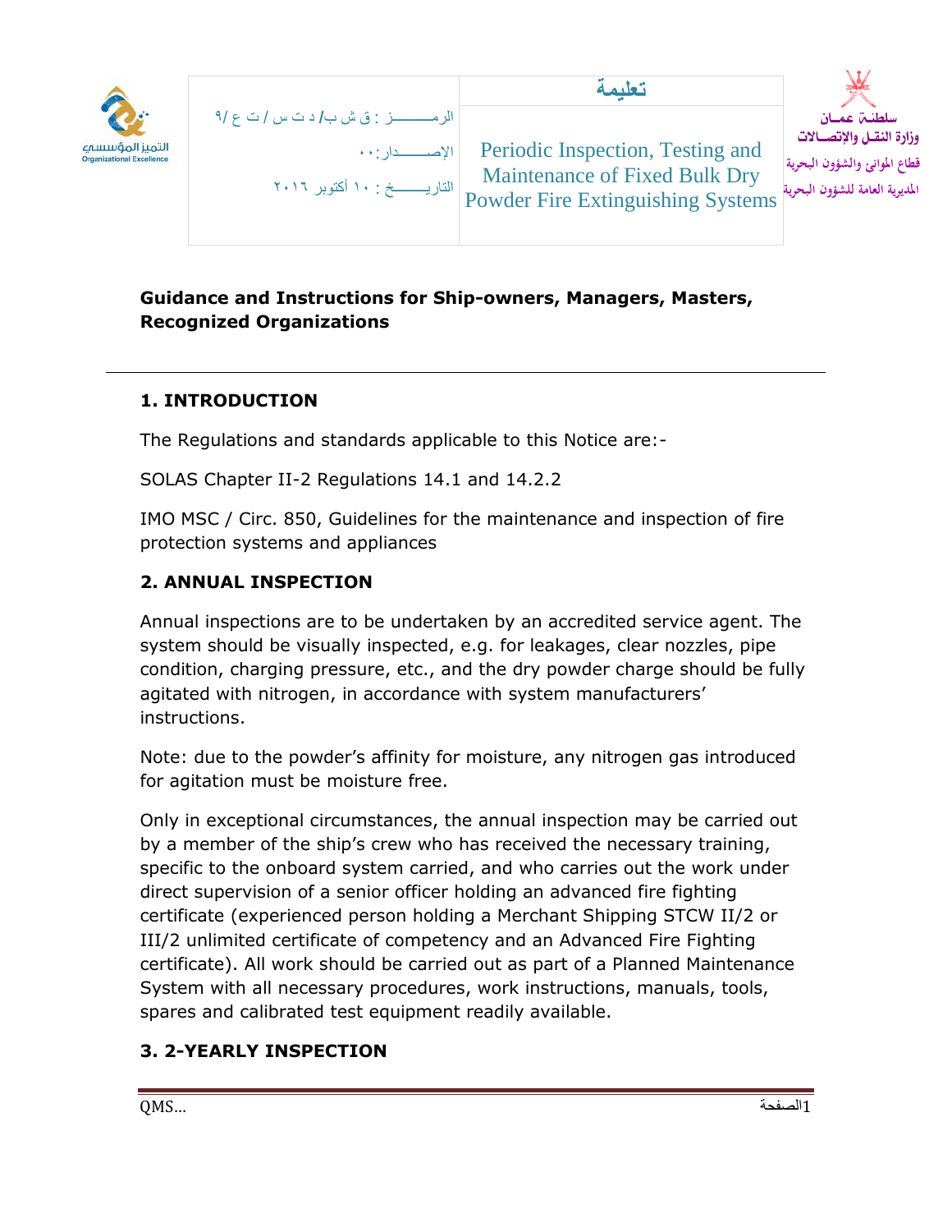سلطنة عمان
وزارة النقل والإتصالات
قطاع الموانئ والشؤون البحرية
المديرية العامة للشؤون البحرية

| تعليمة | |
|---|---|
| Periodic Inspection, Testing and Maintenance of Fixed Bulk Dry Powder Fire Extinguishing Systems | الرمـــــــز : ق ش ب/ د ت س / ت ع /٩<br>الإصـــــــدار:٠٠<br>التاريـــــــخ : ١٠ أكتوبر ٢٠١٦ |

التميز المؤسسي
Organizational Excellence

**Guidance and Instructions for Ship-owners, Managers, Masters, Recognized Organizations**

---

## 1. INTRODUCTION

The Regulations and standards applicable to this Notice are:-

SOLAS Chapter II-2 Regulations 14.1 and 14.2.2

IMO MSC / Circ. 850, Guidelines for the maintenance and inspection of fire protection systems and appliances

## 2. ANNUAL INSPECTION

Annual inspections are to be undertaken by an accredited service agent. The system should be visually inspected, e.g. for leakages, clear nozzles, pipe condition, charging pressure, etc., and the dry powder charge should be fully agitated with nitrogen, in accordance with system manufacturers' instructions.

Note: due to the powder's affinity for moisture, any nitrogen gas introduced for agitation must be moisture free.

Only in exceptional circumstances, the annual inspection may be carried out by a member of the ship's crew who has received the necessary training, specific to the onboard system carried, and who carries out the work under direct supervision of a senior officer holding an advanced fire fighting certificate (experienced person holding a Merchant Shipping STCW II/2 or III/2 unlimited certificate of competency and an Advanced Fire Fighting certificate). All work should be carried out as part of a Planned Maintenance System with all necessary procedures, work instructions, manuals, tools, spares and calibrated test equipment readily available.

## 3. 2-YEARLY INSPECTION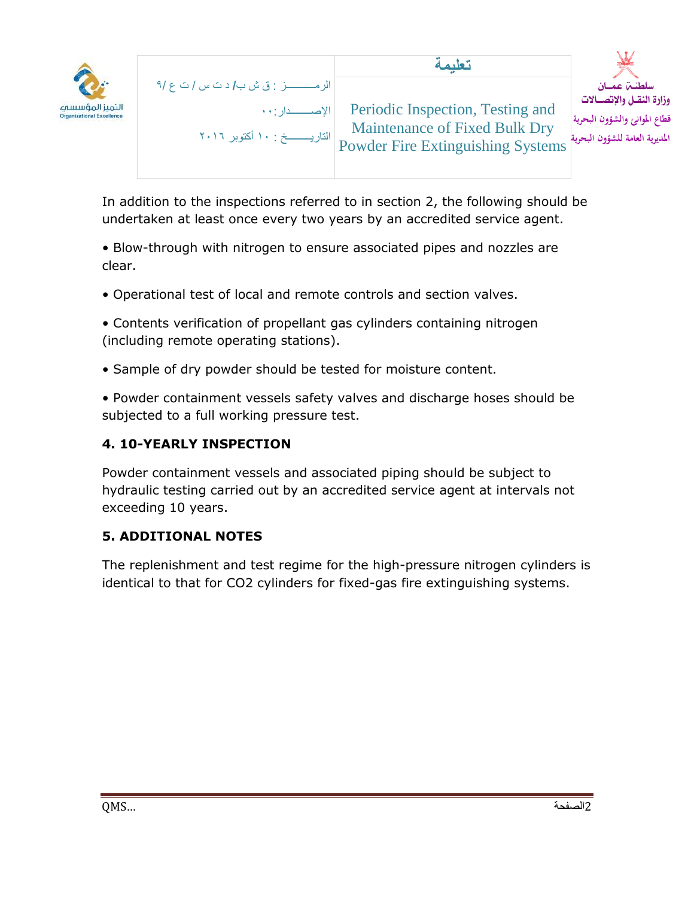In addition to the inspections referred to in section 2, the following should be undertaken at least once every two years by an accredited service agent.

- Blow-through with nitrogen to ensure associated pipes and nozzles are clear.
- Operational test of local and remote controls and section valves.
- Contents verification of propellant gas cylinders containing nitrogen (including remote operating stations).
- Sample of dry powder should be tested for moisture content.
- Powder containment vessels safety valves and discharge hoses should be subjected to a full working pressure test.

### 4. 10-YEARLY INSPECTION

Powder containment vessels and associated piping should be subject to hydraulic testing carried out by an accredited service agent at intervals not exceeding 10 years.

### 5. ADDITIONAL NOTES

The replenishment and test regime for the high-pressure nitrogen cylinders is identical to that for $CO_2$ cylinders for fixed-gas fire extinguishing systems.